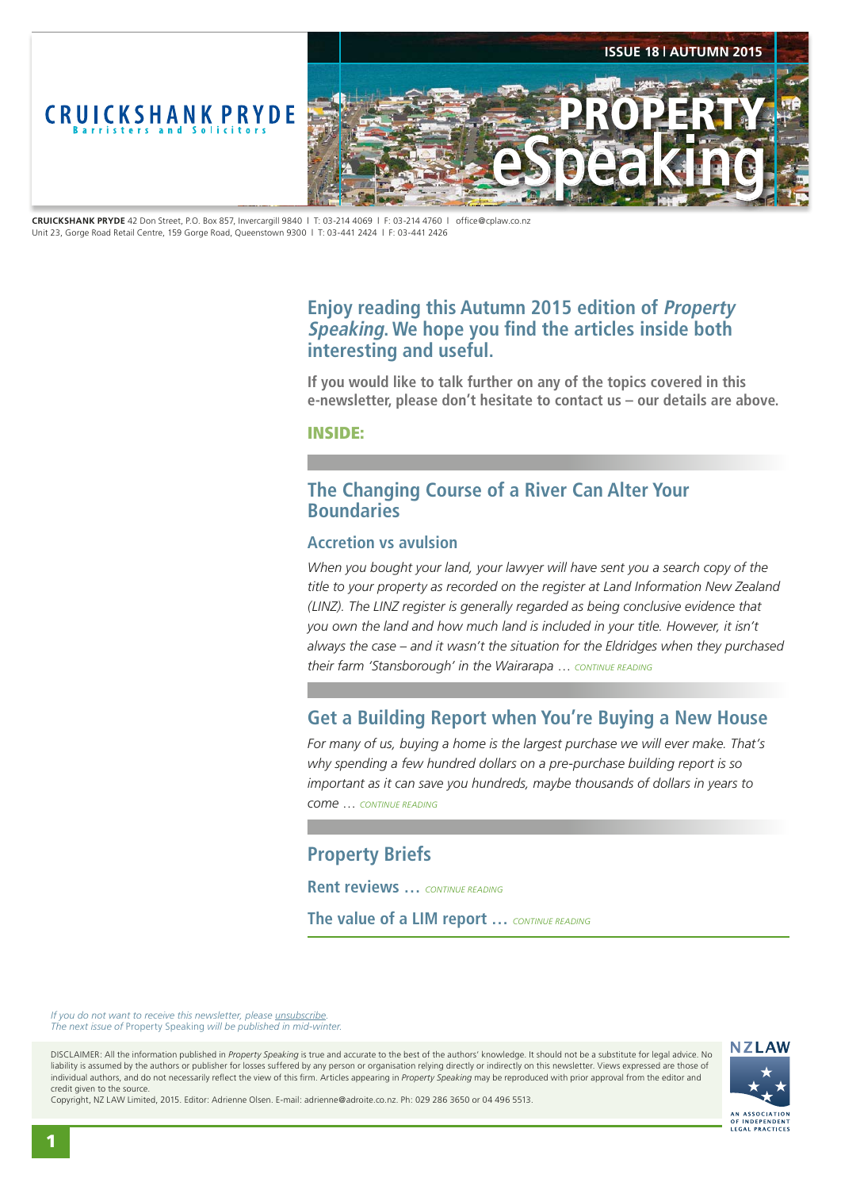**CRUICKSHANK PRYDE**
Barristers and Solicitors

ISSUE 18 | AUTUMN 2015

# PROPERTY eSpeaking

**CRUICKSHANK PRYDE** 42 Don Street, P.O. Box 857, Invercargill 9840 | T: 03-214 4069 | F: 03-214 4760 | office@cplaw.co.nz
Unit 23, Gorge Road Retail Centre, 159 Gorge Road, Queenstown 9300 | T: 03-441 2424 | F: 03-441 2426

## Enjoy reading this Autumn 2015 edition of *Property Speaking*. We hope you find the articles inside both interesting and useful.

**If you would like to talk further on any of the topics covered in this e-newsletter, please don't hesitate to contact us – our details are above.**

**INSIDE:**

## The Changing Course of a River Can Alter Your Boundaries

### Accretion vs avulsion

*When you bought your land, your lawyer will have sent you a search copy of the title to your property as recorded on the register at Land Information New Zealand (LINZ). The LINZ register is generally regarded as being conclusive evidence that you own the land and how much land is included in your title. However, it isn't always the case – and it wasn't the situation for the Eldridges when they purchased their farm 'Stansborough' in the Wairarapa …* CONTINUE READING

## Get a Building Report when You're Buying a New House

*For many of us, buying a home is the largest purchase we will ever make. That's why spending a few hundred dollars on a pre-purchase building report is so important as it can save you hundreds, maybe thousands of dollars in years to come …* CONTINUE READING

## Property Briefs

**Rent reviews …** CONTINUE READING

**The value of a LIM report …** CONTINUE READING

*If you do not want to receive this newsletter, please unsubscribe.*
*The next issue of* Property Speaking *will be published in mid-winter.*

DISCLAIMER: All the information published in *Property Speaking* is true and accurate to the best of the authors' knowledge. It should not be a substitute for legal advice. No liability is assumed by the authors or publisher for losses suffered by any person or organisation relying directly or indirectly on this newsletter. Views expressed are those of individual authors, and do not necessarily reflect the view of this firm. Articles appearing in *Property Speaking* may be reproduced with prior approval from the editor and credit given to the source.
Copyright, NZ LAW Limited, 2015. Editor: Adrienne Olsen. E-mail: adrienne@adroite.co.nz. Ph: 029 286 3650 or 04 496 5513.

NZLAW
AN ASSOCIATION OF INDEPENDENT LEGAL PRACTICES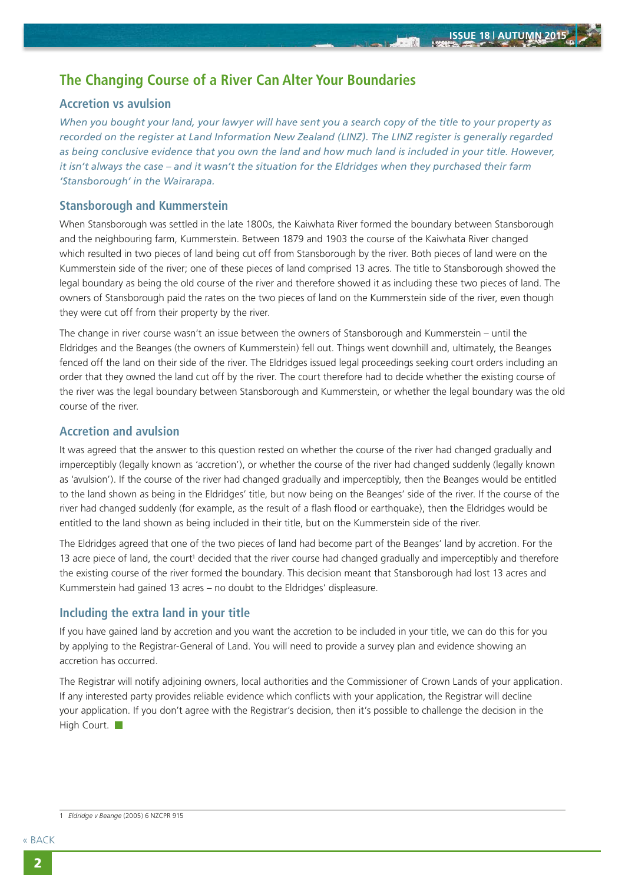## The Changing Course of a River Can Alter Your Boundaries

### Accretion vs avulsion

*When you bought your land, your lawyer will have sent you a search copy of the title to your property as recorded on the register at Land Information New Zealand (LINZ). The LINZ register is generally regarded as being conclusive evidence that you own the land and how much land is included in your title. However, it isn't always the case – and it wasn't the situation for the Eldridges when they purchased their farm 'Stansborough' in the Wairarapa.*

### Stansborough and Kummerstein

When Stansborough was settled in the late 1800s, the Kaiwhata River formed the boundary between Stansborough and the neighbouring farm, Kummerstein. Between 1879 and 1903 the course of the Kaiwhata River changed which resulted in two pieces of land being cut off from Stansborough by the river. Both pieces of land were on the Kummerstein side of the river; one of these pieces of land comprised 13 acres. The title to Stansborough showed the legal boundary as being the old course of the river and therefore showed it as including these two pieces of land. The owners of Stansborough paid the rates on the two pieces of land on the Kummerstein side of the river, even though they were cut off from their property by the river.

The change in river course wasn't an issue between the owners of Stansborough and Kummerstein – until the Eldridges and the Beanges (the owners of Kummerstein) fell out. Things went downhill and, ultimately, the Beanges fenced off the land on their side of the river. The Eldridges issued legal proceedings seeking court orders including an order that they owned the land cut off by the river. The court therefore had to decide whether the existing course of the river was the legal boundary between Stansborough and Kummerstein, or whether the legal boundary was the old course of the river.

### Accretion and avulsion

It was agreed that the answer to this question rested on whether the course of the river had changed gradually and imperceptibly (legally known as 'accretion'), or whether the course of the river had changed suddenly (legally known as 'avulsion'). If the course of the river had changed gradually and imperceptibly, then the Beanges would be entitled to the land shown as being in the Eldridges' title, but now being on the Beanges' side of the river. If the course of the river had changed suddenly (for example, as the result of a flash flood or earthquake), then the Eldridges would be entitled to the land shown as being included in their title, but on the Kummerstein side of the river.

The Eldridges agreed that one of the two pieces of land had become part of the Beanges' land by accretion. For the 13 acre piece of land, the court[1] decided that the river course had changed gradually and imperceptibly and therefore the existing course of the river formed the boundary. This decision meant that Stansborough had lost 13 acres and Kummerstein had gained 13 acres – no doubt to the Eldridges' displeasure.

### Including the extra land in your title

If you have gained land by accretion and you want the accretion to be included in your title, we can do this for you by applying to the Registrar-General of Land. You will need to provide a survey plan and evidence showing an accretion has occurred.

The Registrar will notify adjoining owners, local authorities and the Commissioner of Crown Lands of your application. If any interested party provides reliable evidence which conflicts with your application, the Registrar will decline your application. If you don't agree with the Registrar's decision, then it's possible to challenge the decision in the High Court.

[1] *Eldridge v Beange* (2005) 6 NZCPR 915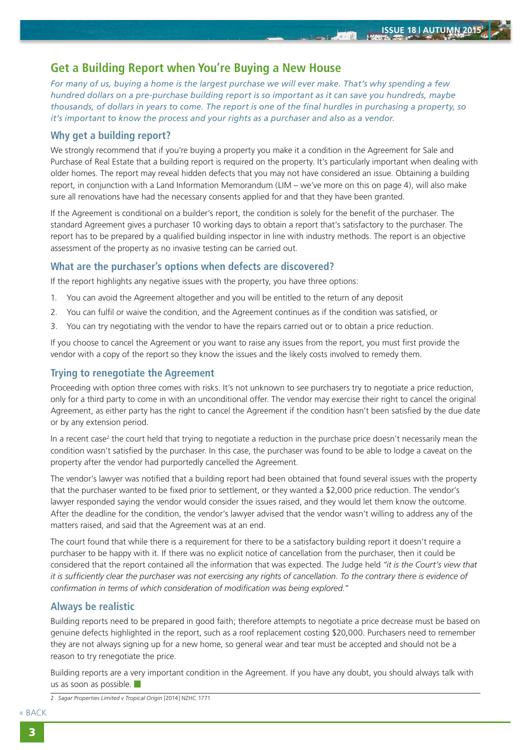## Get a Building Report when You're Buying a New House

*For many of us, buying a home is the largest purchase we will ever make. That's why spending a few hundred dollars on a pre-purchase building report is so important as it can save you hundreds, maybe thousands, of dollars in years to come. The report is one of the final hurdles in purchasing a property, so it's important to know the process and your rights as a purchaser and also as a vendor.*

### Why get a building report?

We strongly recommend that if you're buying a property you make it a condition in the Agreement for Sale and Purchase of Real Estate that a building report is required on the property. It's particularly important when dealing with older homes. The report may reveal hidden defects that you may not have considered an issue. Obtaining a building report, in conjunction with a Land Information Memorandum (LIM – we've more on this on page 4), will also make sure all renovations have had the necessary consents applied for and that they have been granted.

If the Agreement is conditional on a builder's report, the condition is solely for the benefit of the purchaser. The standard Agreement gives a purchaser 10 working days to obtain a report that's satisfactory to the purchaser. The report has to be prepared by a qualified building inspector in line with industry methods. The report is an objective assessment of the property as no invasive testing can be carried out.

### What are the purchaser's options when defects are discovered?

If the report highlights any negative issues with the property, you have three options:

1. You can avoid the Agreement altogether and you will be entitled to the return of any deposit
2. You can fulfil or waive the condition, and the Agreement continues as if the condition was satisfied, or
3. You can try negotiating with the vendor to have the repairs carried out or to obtain a price reduction.

If you choose to cancel the Agreement or you want to raise any issues from the report, you must first provide the vendor with a copy of the report so they know the issues and the likely costs involved to remedy them.

### Trying to renegotiate the Agreement

Proceeding with option three comes with risks. It's not unknown to see purchasers try to negotiate a price reduction, only for a third party to come in with an unconditional offer. The vendor may exercise their right to cancel the original Agreement, as either party has the right to cancel the Agreement if the condition hasn't been satisfied by the due date or by any extension period.

In a recent case[2] the court held that trying to negotiate a reduction in the purchase price doesn't necessarily mean the condition wasn't satisfied by the purchaser. In this case, the purchaser was found to be able to lodge a caveat on the property after the vendor had purportedly cancelled the Agreement.

The vendor's lawyer was notified that a building report had been obtained that found several issues with the property that the purchaser wanted to be fixed prior to settlement, or they wanted a $2,000 price reduction. The vendor's lawyer responded saying the vendor would consider the issues raised, and they would let them know the outcome. After the deadline for the condition, the vendor's lawyer advised that the vendor wasn't willing to address any of the matters raised, and said that the Agreement was at an end.

The court found that while there is a requirement for there to be a satisfactory building report it doesn't require a purchaser to be happy with it. If there was no explicit notice of cancellation from the purchaser, then it could be considered that the report contained all the information that was expected. The Judge held *"it is the Court's view that it is sufficiently clear the purchaser was not exercising any rights of cancellation. To the contrary there is evidence of confirmation in terms of which consideration of modification was being explored."*

### Always be realistic

Building reports need to be prepared in good faith; therefore attempts to negotiate a price decrease must be based on genuine defects highlighted in the report, such as a roof replacement costing $20,000. Purchasers need to remember they are not always signing up for a new home, so general wear and tear must be accepted and should not be a reason to try renegotiate the price.

Building reports are a very important condition in the Agreement. If you have any doubt, you should always talk with us as soon as possible.

---

2 *Sagar Properties Limited v Tropical Origin* [2014] NZHC 1771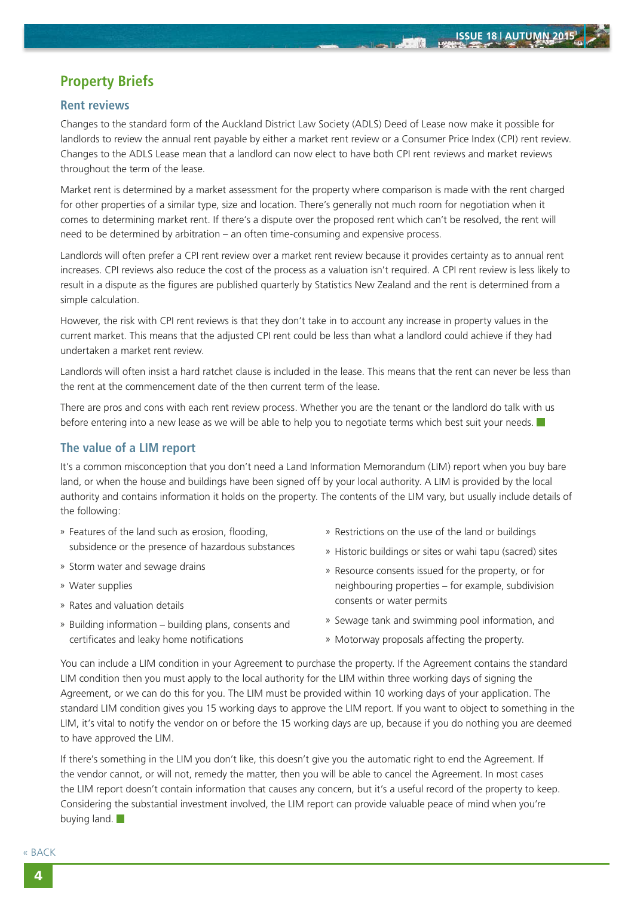# Property Briefs

## Rent reviews

Changes to the standard form of the Auckland District Law Society (ADLS) Deed of Lease now make it possible for landlords to review the annual rent payable by either a market rent review or a Consumer Price Index (CPI) rent review. Changes to the ADLS Lease mean that a landlord can now elect to have both CPI rent reviews and market reviews throughout the term of the lease.

Market rent is determined by a market assessment for the property where comparison is made with the rent charged for other properties of a similar type, size and location. There's generally not much room for negotiation when it comes to determining market rent. If there's a dispute over the proposed rent which can't be resolved, the rent will need to be determined by arbitration – an often time-consuming and expensive process.

Landlords will often prefer a CPI rent review over a market rent review because it provides certainty as to annual rent increases. CPI reviews also reduce the cost of the process as a valuation isn't required. A CPI rent review is less likely to result in a dispute as the figures are published quarterly by Statistics New Zealand and the rent is determined from a simple calculation.

However, the risk with CPI rent reviews is that they don't take in to account any increase in property values in the current market. This means that the adjusted CPI rent could be less than what a landlord could achieve if they had undertaken a market rent review.

Landlords will often insist a hard ratchet clause is included in the lease. This means that the rent can never be less than the rent at the commencement date of the then current term of the lease.

There are pros and cons with each rent review process. Whether you are the tenant or the landlord do talk with us before entering into a new lease as we will be able to help you to negotiate terms which best suit your needs.

## The value of a LIM report

It's a common misconception that you don't need a Land Information Memorandum (LIM) report when you buy bare land, or when the house and buildings have been signed off by your local authority. A LIM is provided by the local authority and contains information it holds on the property. The contents of the LIM vary, but usually include details of the following:

- Features of the land such as erosion, flooding, subsidence or the presence of hazardous substances
- Storm water and sewage drains
- Water supplies
- Rates and valuation details
- Building information – building plans, consents and certificates and leaky home notifications
- Restrictions on the use of the land or buildings
- Historic buildings or sites or wahi tapu (sacred) sites
- Resource consents issued for the property, or for neighbouring properties – for example, subdivision consents or water permits
- Sewage tank and swimming pool information, and
- Motorway proposals affecting the property.

You can include a LIM condition in your Agreement to purchase the property. If the Agreement contains the standard LIM condition then you must apply to the local authority for the LIM within three working days of signing the Agreement, or we can do this for you. The LIM must be provided within 10 working days of your application. The standard LIM condition gives you 15 working days to approve the LIM report. If you want to object to something in the LIM, it's vital to notify the vendor on or before the 15 working days are up, because if you do nothing you are deemed to have approved the LIM.

If there's something in the LIM you don't like, this doesn't give you the automatic right to end the Agreement. If the vendor cannot, or will not, remedy the matter, then you will be able to cancel the Agreement. In most cases the LIM report doesn't contain information that causes any concern, but it's a useful record of the property to keep. Considering the substantial investment involved, the LIM report can provide valuable peace of mind when you're buying land.

« BACK